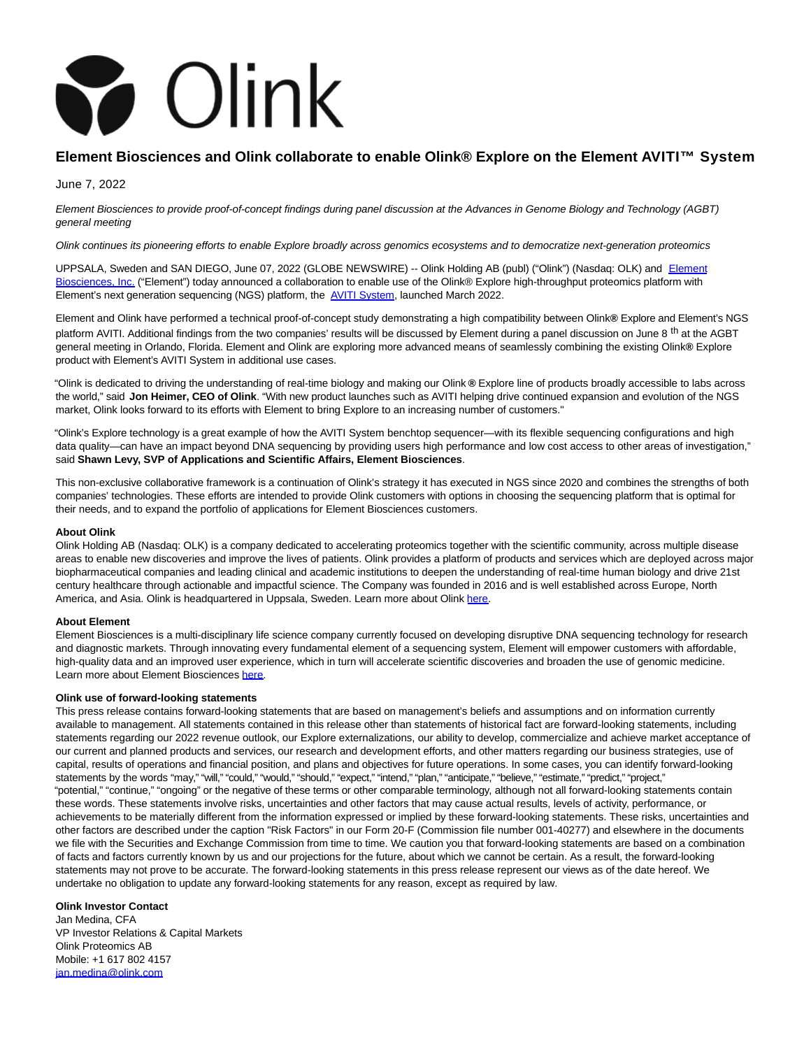# Element Biosciences and Olink collaborate to enable Olink® Explore on the Element AVITI™ System

June 7, 2022

*Element Biosciences to provide proof-of-concept findings during panel discussion at the Advances in Genome Biology and Technology (AGBT) general meeting*

*Olink continues its pioneering efforts to enable Explore broadly across genomics ecosystems and to democratize next-generation proteomics*

UPPSALA, Sweden and SAN DIEGO, June 07, 2022 (GLOBE NEWSWIRE) -- Olink Holding AB (publ) ("Olink") (Nasdaq: OLK) and Element Biosciences, Inc. ("Element") today announced a collaboration to enable use of the Olink® Explore high-throughput proteomics platform with Element's next generation sequencing (NGS) platform, the AVITI System, launched March 2022.

Element and Olink have performed a technical proof-of-concept study demonstrating a high compatibility between Olink® Explore and Element's NGS platform AVITI. Additional findings from the two companies' results will be discussed by Element during a panel discussion on June 8 th at the AGBT general meeting in Orlando, Florida. Element and Olink are exploring more advanced means of seamlessly combining the existing Olink® Explore product with Element's AVITI System in additional use cases.

"Olink is dedicated to driving the understanding of real-time biology and making our Olink® Explore line of products broadly accessible to labs across the world," said **Jon Heimer, CEO of Olink**. "With new product launches such as AVITI helping drive continued expansion and evolution of the NGS market, Olink looks forward to its efforts with Element to bring Explore to an increasing number of customers."

"Olink's Explore technology is a great example of how the AVITI System benchtop sequencer—with its flexible sequencing configurations and high data quality—can have an impact beyond DNA sequencing by providing users high performance and low cost access to other areas of investigation," said **Shawn Levy, SVP of Applications and Scientific Affairs, Element Biosciences**.

This non-exclusive collaborative framework is a continuation of Olink's strategy it has executed in NGS since 2020 and combines the strengths of both companies' technologies. These efforts are intended to provide Olink customers with options in choosing the sequencing platform that is optimal for their needs, and to expand the portfolio of applications for Element Biosciences customers.

**About Olink**
Olink Holding AB (Nasdaq: OLK) is a company dedicated to accelerating proteomics together with the scientific community, across multiple disease areas to enable new discoveries and improve the lives of patients. Olink provides a platform of products and services which are deployed across major biopharmaceutical companies and leading clinical and academic institutions to deepen the understanding of real-time human biology and drive 21st century healthcare through actionable and impactful science. The Company was founded in 2016 and is well established across Europe, North America, and Asia. Olink is headquartered in Uppsala, Sweden. Learn more about Olink here.

**About Element**
Element Biosciences is a multi-disciplinary life science company currently focused on developing disruptive DNA sequencing technology for research and diagnostic markets. Through innovating every fundamental element of a sequencing system, Element will empower customers with affordable, high-quality data and an improved user experience, which in turn will accelerate scientific discoveries and broaden the use of genomic medicine. Learn more about Element Biosciences here.

**Olink use of forward-looking statements**
This press release contains forward-looking statements that are based on management's beliefs and assumptions and on information currently available to management. All statements contained in this release other than statements of historical fact are forward-looking statements, including statements regarding our 2022 revenue outlook, our Explore externalizations, our ability to develop, commercialize and achieve market acceptance of our current and planned products and services, our research and development efforts, and other matters regarding our business strategies, use of capital, results of operations and financial position, and plans and objectives for future operations. In some cases, you can identify forward-looking statements by the words "may," "will," "could," "would," "should," "expect," "intend," "plan," "anticipate," "believe," "estimate," "predict," "project," "potential," "continue," "ongoing" or the negative of these terms or other comparable terminology, although not all forward-looking statements contain these words. These statements involve risks, uncertainties and other factors that may cause actual results, levels of activity, performance, or achievements to be materially different from the information expressed or implied by these forward-looking statements. These risks, uncertainties and other factors are described under the caption "Risk Factors" in our Form 20-F (Commission file number 001-40277) and elsewhere in the documents we file with the Securities and Exchange Commission from time to time. We caution you that forward-looking statements are based on a combination of facts and factors currently known by us and our projections for the future, about which we cannot be certain. As a result, the forward-looking statements may not prove to be accurate. The forward-looking statements in this press release represent our views as of the date hereof. We undertake no obligation to update any forward-looking statements for any reason, except as required by law.

**Olink Investor Contact**
Jan Medina, CFA
VP Investor Relations & Capital Markets
Olink Proteomics AB
Mobile: +1 617 802 4157
jan.medina@olink.com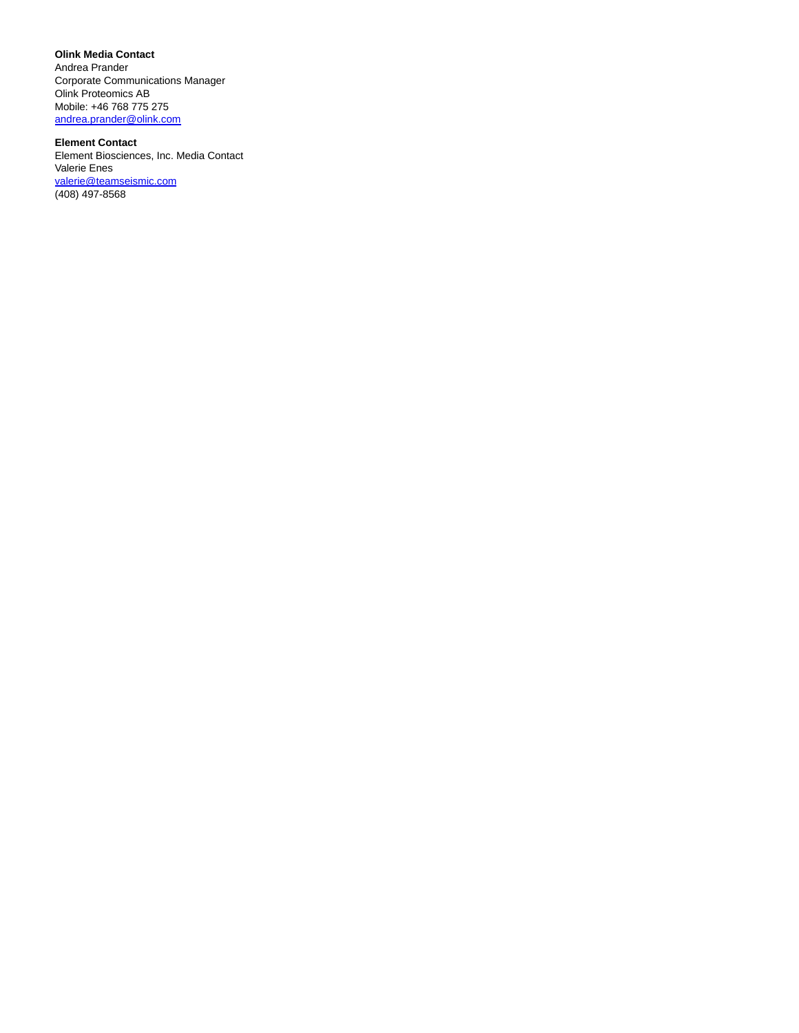**Olink Media Contact**
Andrea Prander
Corporate Communications Manager
Olink Proteomics AB
Mobile: +46 768 775 275
andrea.prander@olink.com

**Element Contact**
Element Biosciences, Inc. Media Contact
Valerie Enes
valerie@teamseismic.com
(408) 497-8568